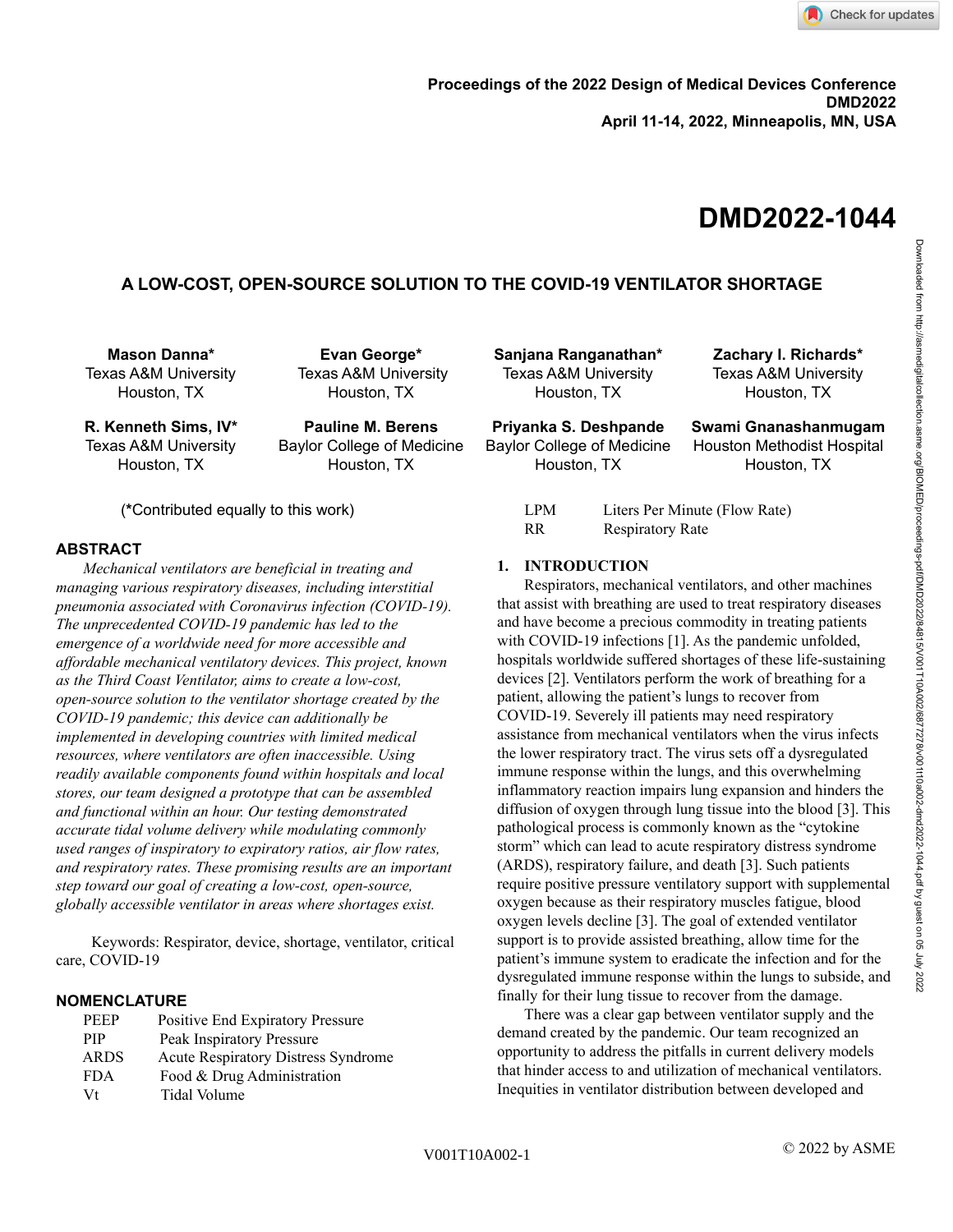# A LOW-COST, OPEN-SOURCE SOLUTION TO THE COVID-19 VENTILATOR SHORTAGE

**Mason Danna***
Texas A&M University
Houston, TX

**Evan George***
Texas A&M University
Houston, TX

**Sanjana Ranganathan***
Texas A&M University
Houston, TX

**Zachary I. Richards***
Texas A&M University
Houston, TX

**R. Kenneth Sims, IV***
Texas A&M University
Houston, TX

**Pauline M. Berens**
Baylor College of Medicine
Houston, TX

**Priyanka S. Deshpande**
Baylor College of Medicine
Houston, TX

**Swami Gnanashanmugam**
Houston Methodist Hospital
Houston, TX

(*Contributed equally to this work)

## ABSTRACT

*Mechanical ventilators are beneficial in treating and managing various respiratory diseases, including interstitial pneumonia associated with Coronavirus infection (COVID-19). The unprecedented COVID-19 pandemic has led to the emergence of a worldwide need for more accessible and affordable mechanical ventilatory devices. This project, known as the Third Coast Ventilator, aims to create a low-cost, open-source solution to the ventilator shortage created by the COVID-19 pandemic; this device can additionally be implemented in developing countries with limited medical resources, where ventilators are often inaccessible. Using readily available components found within hospitals and local stores, our team designed a prototype that can be assembled and functional within an hour. Our testing demonstrated accurate tidal volume delivery while modulating commonly used ranges of inspiratory to expiratory ratios, air flow rates, and respiratory rates. These promising results are an important step toward our goal of creating a low-cost, open-source, globally accessible ventilator in areas where shortages exist.*

Keywords: Respirator, device, shortage, ventilator, critical care, COVID-19

## NOMENCLATURE

| | |
|---|---|
| PEEP | Positive End Expiratory Pressure |
| PIP | Peak Inspiratory Pressure |
| ARDS | Acute Respiratory Distress Syndrome |
| FDA | Food & Drug Administration |
| Vt | Tidal Volume |
| LPM | Liters Per Minute (Flow Rate) |
| RR | Respiratory Rate |

## 1. INTRODUCTION

Respirators, mechanical ventilators, and other machines that assist with breathing are used to treat respiratory diseases and have become a precious commodity in treating patients with COVID-19 infections [1]. As the pandemic unfolded, hospitals worldwide suffered shortages of these life-sustaining devices [2]. Ventilators perform the work of breathing for a patient, allowing the patient's lungs to recover from COVID-19. Severely ill patients may need respiratory assistance from mechanical ventilators when the virus infects the lower respiratory tract. The virus sets off a dysregulated immune response within the lungs, and this overwhelming inflammatory reaction impairs lung expansion and hinders the diffusion of oxygen through lung tissue into the blood [3]. This pathological process is commonly known as the "cytokine storm" which can lead to acute respiratory distress syndrome (ARDS), respiratory failure, and death [3]. Such patients require positive pressure ventilatory support with supplemental oxygen because as their respiratory muscles fatigue, blood oxygen levels decline [3]. The goal of extended ventilator support is to provide assisted breathing, allow time for the patient's immune system to eradicate the infection and for the dysregulated immune response within the lungs to subside, and finally for their lung tissue to recover from the damage.

There was a clear gap between ventilator supply and the demand created by the pandemic. Our team recognized an opportunity to address the pitfalls in current delivery models that hinder access to and utilization of mechanical ventilators. Inequities in ventilator distribution between developed and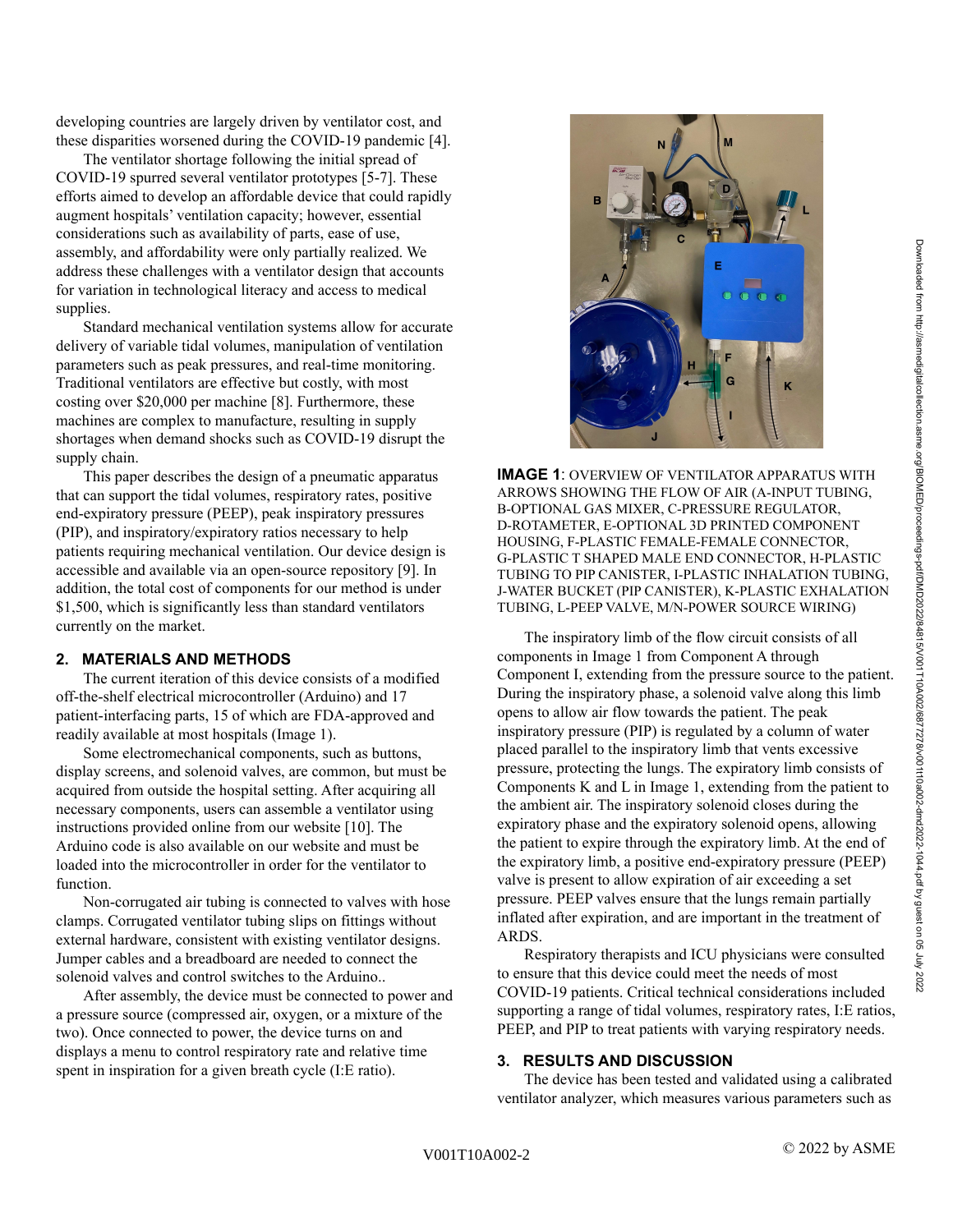developing countries are largely driven by ventilator cost, and these disparities worsened during the COVID-19 pandemic [4].

The ventilator shortage following the initial spread of COVID-19 spurred several ventilator prototypes [5-7]. These efforts aimed to develop an affordable device that could rapidly augment hospitals' ventilation capacity; however, essential considerations such as availability of parts, ease of use, assembly, and affordability were only partially realized. We address these challenges with a ventilator design that accounts for variation in technological literacy and access to medical supplies.

Standard mechanical ventilation systems allow for accurate delivery of variable tidal volumes, manipulation of ventilation parameters such as peak pressures, and real-time monitoring. Traditional ventilators are effective but costly, with most costing over $20,000 per machine [8]. Furthermore, these machines are complex to manufacture, resulting in supply shortages when demand shocks such as COVID-19 disrupt the supply chain.

This paper describes the design of a pneumatic apparatus that can support the tidal volumes, respiratory rates, positive end-expiratory pressure (PEEP), peak inspiratory pressures (PIP), and inspiratory/expiratory ratios necessary to help patients requiring mechanical ventilation. Our device design is accessible and available via an open-source repository [9]. In addition, the total cost of components for our method is under $1,500, which is significantly less than standard ventilators currently on the market.

## 2. MATERIALS AND METHODS

The current iteration of this device consists of a modified off-the-shelf electrical microcontroller (Arduino) and 17 patient-interfacing parts, 15 of which are FDA-approved and readily available at most hospitals (Image 1).

Some electromechanical components, such as buttons, display screens, and solenoid valves, are common, but must be acquired from outside the hospital setting. After acquiring all necessary components, users can assemble a ventilator using instructions provided online from our website [10]. The Arduino code is also available on our website and must be loaded into the microcontroller in order for the ventilator to function.

Non-corrugated air tubing is connected to valves with hose clamps. Corrugated ventilator tubing slips on fittings without external hardware, consistent with existing ventilator designs. Jumper cables and a breadboard are needed to connect the solenoid valves and control switches to the Arduino..

After assembly, the device must be connected to power and a pressure source (compressed air, oxygen, or a mixture of the two). Once connected to power, the device turns on and displays a menu to control respiratory rate and relative time spent in inspiration for a given breath cycle (I:E ratio).

**IMAGE 1**: OVERVIEW OF VENTILATOR APPARATUS WITH ARROWS SHOWING THE FLOW OF AIR (A-INPUT TUBING, B-OPTIONAL GAS MIXER, C-PRESSURE REGULATOR, D-ROTAMETER, E-OPTIONAL 3D PRINTED COMPONENT HOUSING, F-PLASTIC FEMALE-FEMALE CONNECTOR, G-PLASTIC T SHAPED MALE END CONNECTOR, H-PLASTIC TUBING TO PIP CANISTER, I-PLASTIC INHALATION TUBING, J-WATER BUCKET (PIP CANISTER), K-PLASTIC EXHALATION TUBING, L-PEEP VALVE, M/N-POWER SOURCE WIRING)

The inspiratory limb of the flow circuit consists of all components in Image 1 from Component A through Component I, extending from the pressure source to the patient. During the inspiratory phase, a solenoid valve along this limb opens to allow air flow towards the patient. The peak inspiratory pressure (PIP) is regulated by a column of water placed parallel to the inspiratory limb that vents excessive pressure, protecting the lungs. The expiratory limb consists of Components K and L in Image 1, extending from the patient to the ambient air. The inspiratory solenoid closes during the expiratory phase and the expiratory solenoid opens, allowing the patient to expire through the expiratory limb. At the end of the expiratory limb, a positive end-expiratory pressure (PEEP) valve is present to allow expiration of air exceeding a set pressure. PEEP valves ensure that the lungs remain partially inflated after expiration, and are important in the treatment of ARDS.

Respiratory therapists and ICU physicians were consulted to ensure that this device could meet the needs of most COVID-19 patients. Critical technical considerations included supporting a range of tidal volumes, respiratory rates, I:E ratios, PEEP, and PIP to treat patients with varying respiratory needs.

## 3. RESULTS AND DISCUSSION

The device has been tested and validated using a calibrated ventilator analyzer, which measures various parameters such as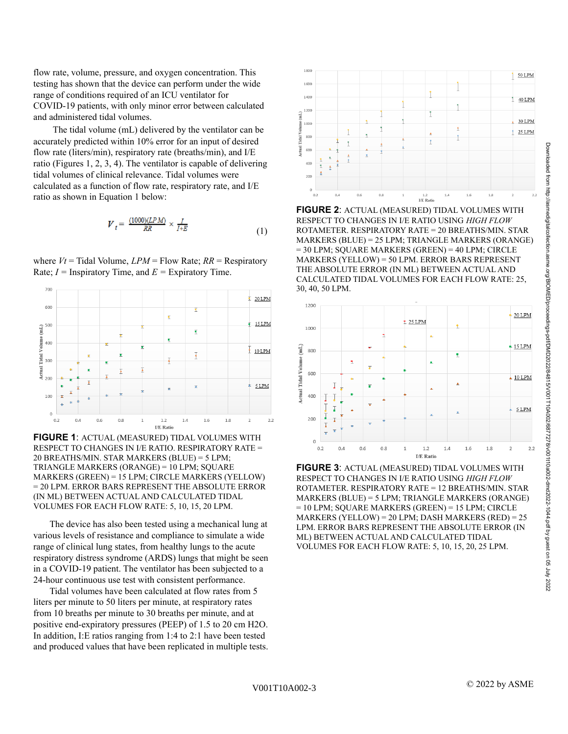flow rate, volume, pressure, and oxygen concentration. This testing has shown that the device can perform under the wide range of conditions required of an ICU ventilator for COVID-19 patients, with only minor error between calculated and administered tidal volumes.

The tidal volume (mL) delivered by the ventilator can be accurately predicted within 10% error for an input of desired flow rate (liters/min), respiratory rate (breaths/min), and I/E ratio (Figures 1, 2, 3, 4). The ventilator is capable of delivering tidal volumes of clinical relevance. Tidal volumes were calculated as a function of flow rate, respiratory rate, and I/E ratio as shown in Equation 1 below:

$$V_t = \frac{(1000)(LPM)}{RR} \times \frac{I}{I+E} \tag{1}$$

where $Vt$ = Tidal Volume, $LPM$ = Flow Rate; $RR$ = Respiratory Rate; $I$ = Inspiratory Time, and $E$ = Expiratory Time.

**FIGURE 1**: ACTUAL (MEASURED) TIDAL VOLUMES WITH RESPECT TO CHANGES IN I/E RATIO. RESPIRATORY RATE = 20 BREATHS/MIN. STAR MARKERS (BLUE) = 5 LPM; TRIANGLE MARKERS (ORANGE) = 10 LPM; SQUARE MARKERS (GREEN) = 15 LPM; CIRCLE MARKERS (YELLOW) = 20 LPM. ERROR BARS REPRESENT THE ABSOLUTE ERROR (IN ML) BETWEEN ACTUAL AND CALCULATED TIDAL VOLUMES FOR EACH FLOW RATE: 5, 10, 15, 20 LPM.

The device has also been tested using a mechanical lung at various levels of resistance and compliance to simulate a wide range of clinical lung states, from healthy lungs to the acute respiratory distress syndrome (ARDS) lungs that might be seen in a COVID-19 patient. The ventilator has been subjected to a 24-hour continuous use test with consistent performance.

Tidal volumes have been calculated at flow rates from 5 liters per minute to 50 liters per minute, at respiratory rates from 10 breaths per minute to 30 breaths per minute, and at positive end-expiratory pressures (PEEP) of 1.5 to 20 cm $H_2O$. In addition, I:E ratios ranging from 1:4 to 2:1 have been tested and produced values that have been replicated in multiple tests.

**FIGURE 2**: ACTUAL (MEASURED) TIDAL VOLUMES WITH RESPECT TO CHANGES IN I/E RATIO USING *HIGH FLOW* ROTAMETER. RESPIRATORY RATE = 20 BREATHS/MIN. STAR MARKERS (BLUE) = 25 LPM; TRIANGLE MARKERS (ORANGE) = 30 LPM; SQUARE MARKERS (GREEN) = 40 LPM; CIRCLE MARKERS (YELLOW) = 50 LPM. ERROR BARS REPRESENT THE ABSOLUTE ERROR (IN ML) BETWEEN ACTUAL AND CALCULATED TIDAL VOLUMES FOR EACH FLOW RATE: 25, 30, 40, 50 LPM.

**FIGURE 3**: ACTUAL (MEASURED) TIDAL VOLUMES WITH RESPECT TO CHANGES IN I/E RATIO USING *HIGH FLOW* ROTAMETER. RESPIRATORY RATE = 12 BREATHS/MIN. STAR MARKERS (BLUE) = 5 LPM; TRIANGLE MARKERS (ORANGE) = 10 LPM; SQUARE MARKERS (GREEN) = 15 LPM; CIRCLE MARKERS (YELLOW) = 20 LPM; DASH MARKERS (RED) = 25 LPM. ERROR BARS REPRESENT THE ABSOLUTE ERROR (IN ML) BETWEEN ACTUAL AND CALCULATED TIDAL VOLUMES FOR EACH FLOW RATE: 5, 10, 15, 20, 25 LPM.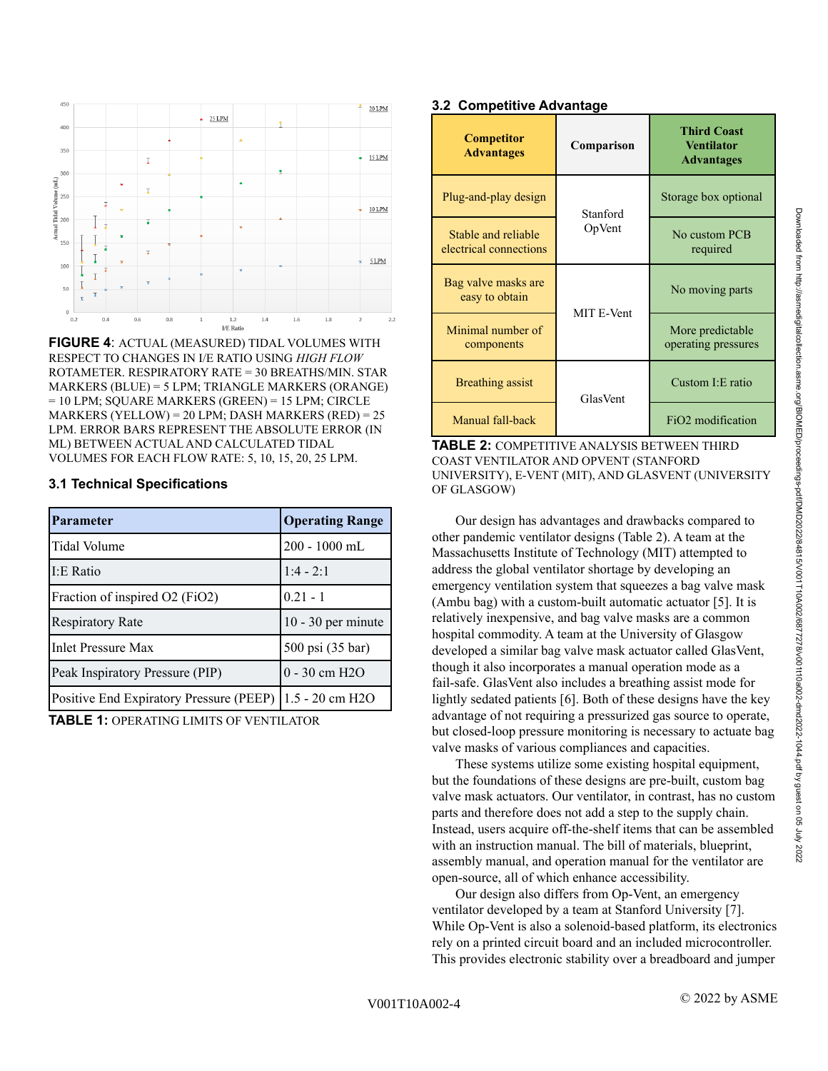**FIGURE 4**: ACTUAL (MEASURED) TIDAL VOLUMES WITH RESPECT TO CHANGES IN I/E RATIO USING *HIGH FLOW* ROTAMETER. RESPIRATORY RATE = 30 BREATHS/MIN. STAR MARKERS (BLUE) = 5 LPM; TRIANGLE MARKERS (ORANGE) = 10 LPM; SQUARE MARKERS (GREEN) = 15 LPM; CIRCLE MARKERS (YELLOW) = 20 LPM; DASH MARKERS (RED) = 25 LPM. ERROR BARS REPRESENT THE ABSOLUTE ERROR (IN ML) BETWEEN ACTUAL AND CALCULATED TIDAL VOLUMES FOR EACH FLOW RATE: 5, 10, 15, 20, 25 LPM.

### 3.1 Technical Specifications

| Parameter | Operating Range |
|---|---|
| Tidal Volume | 200 - 1000 mL |
| I:E Ratio | 1:4 - 2:1 |
| Fraction of inspired O2 (FiO2) | 0.21 - 1 |
| Respiratory Rate | 10 - 30 per minute |
| Inlet Pressure Max | 500 psi (35 bar) |
| Peak Inspiratory Pressure (PIP) | 0 - 30 cm H2O |
| Positive End Expiratory Pressure (PEEP) | 1.5 - 20 cm H2O |

**TABLE 1:** OPERATING LIMITS OF VENTILATOR

### 3.2 Competitive Advantage

| Competitor Advantages | Comparison | Third Coast Ventilator Advantages |
|---|---|---|
| Plug-and-play design | Stanford OpVent | Storage box optional |
| Stable and reliable electrical connections | | No custom PCB required |
| Bag valve masks are easy to obtain | MIT E-Vent | No moving parts |
| Minimal number of components | | More predictable operating pressures |
| Breathing assist | GlasVent | Custom I:E ratio |
| Manual fall-back | | FiO2 modification |

**TABLE 2:** COMPETITIVE ANALYSIS BETWEEN THIRD COAST VENTILATOR AND OPVENT (STANFORD UNIVERSITY), E-VENT (MIT), AND GLASVENT (UNIVERSITY OF GLASGOW)

Our design has advantages and drawbacks compared to other pandemic ventilator designs (Table 2). A team at the Massachusetts Institute of Technology (MIT) attempted to address the global ventilator shortage by developing an emergency ventilation system that squeezes a bag valve mask (Ambu bag) with a custom-built automatic actuator [5]. It is relatively inexpensive, and bag valve masks are a common hospital commodity. A team at the University of Glasgow developed a similar bag valve mask actuator called GlasVent, though it also incorporates a manual operation mode as a fail-safe. GlasVent also includes a breathing assist mode for lightly sedated patients [6]. Both of these designs have the key advantage of not requiring a pressurized gas source to operate, but closed-loop pressure monitoring is necessary to actuate bag valve masks of various compliances and capacities.

These systems utilize some existing hospital equipment, but the foundations of these designs are pre-built, custom bag valve mask actuators. Our ventilator, in contrast, has no custom parts and therefore does not add a step to the supply chain. Instead, users acquire off-the-shelf items that can be assembled with an instruction manual. The bill of materials, blueprint, assembly manual, and operation manual for the ventilator are open-source, all of which enhance accessibility.

Our design also differs from Op-Vent, an emergency ventilator developed by a team at Stanford University [7]. While Op-Vent is also a solenoid-based platform, its electronics rely on a printed circuit board and an included microcontroller. This provides electronic stability over a breadboard and jumper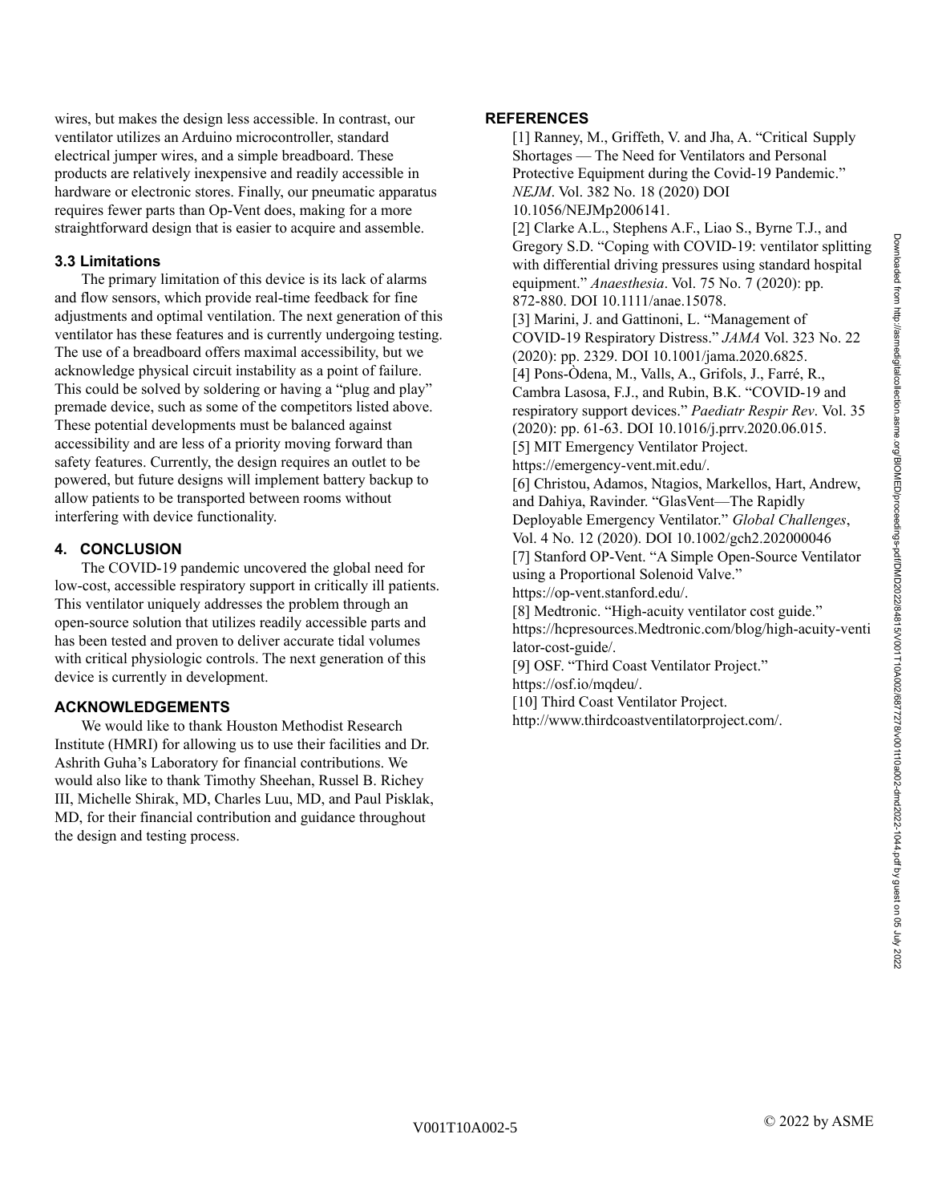wires, but makes the design less accessible. In contrast, our ventilator utilizes an Arduino microcontroller, standard electrical jumper wires, and a simple breadboard. These products are relatively inexpensive and readily accessible in hardware or electronic stores. Finally, our pneumatic apparatus requires fewer parts than Op-Vent does, making for a more straightforward design that is easier to acquire and assemble.

### 3.3 Limitations

The primary limitation of this device is its lack of alarms and flow sensors, which provide real-time feedback for fine adjustments and optimal ventilation. The next generation of this ventilator has these features and is currently undergoing testing. The use of a breadboard offers maximal accessibility, but we acknowledge physical circuit instability as a point of failure. This could be solved by soldering or having a "plug and play" premade device, such as some of the competitors listed above. These potential developments must be balanced against accessibility and are less of a priority moving forward than safety features. Currently, the design requires an outlet to be powered, but future designs will implement battery backup to allow patients to be transported between rooms without interfering with device functionality.

## 4. CONCLUSION

The COVID-19 pandemic uncovered the global need for low-cost, accessible respiratory support in critically ill patients. This ventilator uniquely addresses the problem through an open-source solution that utilizes readily accessible parts and has been tested and proven to deliver accurate tidal volumes with critical physiologic controls. The next generation of this device is currently in development.

## ACKNOWLEDGEMENTS

We would like to thank Houston Methodist Research Institute (HMRI) for allowing us to use their facilities and Dr. Ashrith Guha's Laboratory for financial contributions. We would also like to thank Timothy Sheehan, Russel B. Richey III, Michelle Shirak, MD, Charles Luu, MD, and Paul Pisklak, MD, for their financial contribution and guidance throughout the design and testing process.

## REFERENCES

[1] Ranney, M., Griffeth, V. and Jha, A. "Critical Supply Shortages — The Need for Ventilators and Personal Protective Equipment during the Covid-19 Pandemic." *NEJM*. Vol. 382 No. 18 (2020) DOI 10.1056/NEJMp2006141.

[2] Clarke A.L., Stephens A.F., Liao S., Byrne T.J., and Gregory S.D. "Coping with COVID-19: ventilator splitting with differential driving pressures using standard hospital equipment." *Anaesthesia*. Vol. 75 No. 7 (2020): pp. 872-880. DOI 10.1111/anae.15078.

[3] Marini, J. and Gattinoni, L. "Management of COVID-19 Respiratory Distress." *JAMA* Vol. 323 No. 22 (2020): pp. 2329. DOI 10.1001/jama.2020.6825.

[4] Pons-Òdena, M., Valls, A., Grifols, J., Farré, R., Cambra Lasosa, F.J., and Rubin, B.K. "COVID-19 and respiratory support devices." *Paediatr Respir Rev*. Vol. 35 (2020): pp. 61-63. DOI 10.1016/j.prrv.2020.06.015.

[5] MIT Emergency Ventilator Project. https://emergency-vent.mit.edu/.

[6] Christou, Adamos, Ntagios, Markellos, Hart, Andrew, and Dahiya, Ravinder. "GlasVent—The Rapidly Deployable Emergency Ventilator." *Global Challenges*, Vol. 4 No. 12 (2020). DOI 10.1002/gch2.202000046

[7] Stanford OP-Vent. "A Simple Open-Source Ventilator using a Proportional Solenoid Valve." https://op-vent.stanford.edu/.

[8] Medtronic. "High-acuity ventilator cost guide." https://hcpresources.Medtronic.com/blog/high-acuity-ventilator-cost-guide/.

[9] OSF. "Third Coast Ventilator Project." https://osf.io/mqdeu/.

[10] Third Coast Ventilator Project. http://www.thirdcoastventilatorproject.com/.